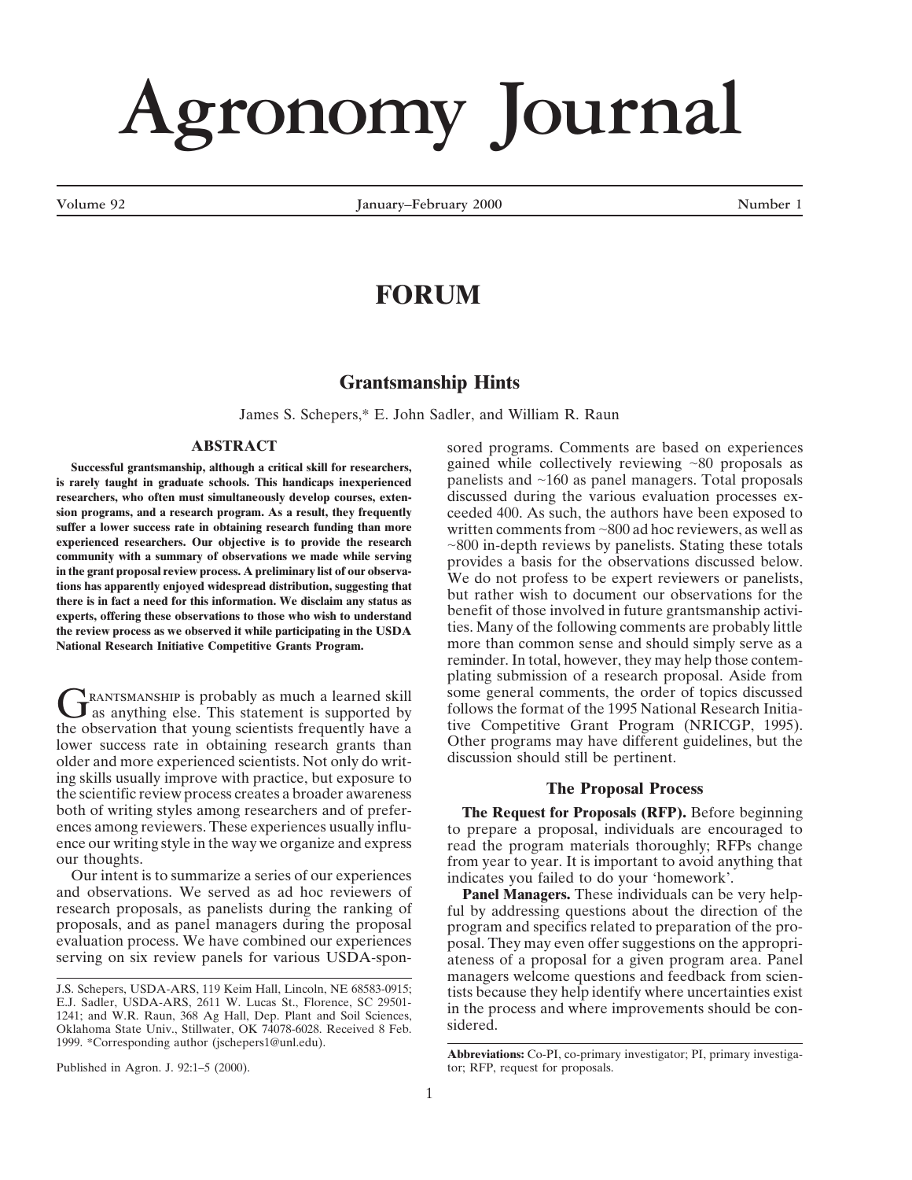# Agronomy Journal

## FORUM

### Grantsmanship Hints

James S. Schepers,* E. John Sadler, and William R. Raun

#### ABSTRACT

**Successful grantsmanship, although a critical skill for researchers, is rarely taught in graduate schools. This handicaps inexperienced researchers, who often must simultaneously develop courses, extension programs, and a research program. As a result, they frequently suffer a lower success rate in obtaining research funding than more experienced researchers. Our objective is to provide the research community with a summary of observations we made while serving in the grant proposal review process. A preliminary list of our observations has apparently enjoyed widespread distribution, suggesting that there is in fact a need for this information. We disclaim any status as experts, offering these observations to those who wish to understand the review process as we observed it while participating in the USDA National Research Initiative Competitive Grants Program.**

Grantsmanship is probably as much a learned skill as anything else. This statement is supported by the observation that young scientists frequently have a lower success rate in obtaining research grants than older and more experienced scientists. Not only do writing skills usually improve with practice, but exposure to the scientific review process creates a broader awareness both of writing styles among researchers and of preferences among reviewers. These experiences usually influence our writing style in the way we organize and express our thoughts.

Our intent is to summarize a series of our experiences and observations. We served as ad hoc reviewers of research proposals, as panelists during the ranking of proposals, and as panel managers during the proposal evaluation process. We have combined our experiences serving on six review panels for various USDA-sponsored programs. Comments are based on experiences gained while collectively reviewing ~80 proposals as panelists and ~160 as panel managers. Total proposals discussed during the various evaluation processes exceeded 400. As such, the authors have been exposed to written comments from ~800 ad hoc reviewers, as well as ~800 in-depth reviews by panelists. Stating these totals provides a basis for the observations discussed below. We do not profess to be expert reviewers or panelists, but rather wish to document our observations for the benefit of those involved in future grantsmanship activities. Many of the following comments are probably little more than common sense and should simply serve as a reminder. In total, however, they may help those contemplating submission of a research proposal. Aside from some general comments, the order of topics discussed follows the format of the 1995 National Research Initiative Competitive Grant Program (NRICGP, 1995). Other programs may have different guidelines, but the discussion should still be pertinent.

J.S. Schepers, USDA-ARS, 119 Keim Hall, Lincoln, NE 68583-0915; E.J. Sadler, USDA-ARS, 2611 W. Lucas St., Florence, SC 29501-1241; and W.R. Raun, 368 Ag Hall, Dep. Plant and Soil Sciences, Oklahoma State Univ., Stillwater, OK 74078-6028. Received 8 Feb. 1999. *Corresponding author (jschepers1@unl.edu).

Published in Agron. J. 92:1–5 (2000).

#### The Proposal Process

**The Request for Proposals (RFP).** Before beginning to prepare a proposal, individuals are encouraged to read the program materials thoroughly; RFPs change from year to year. It is important to avoid anything that indicates you failed to do your 'homework'.

**Panel Managers.** These individuals can be very helpful by addressing questions about the direction of the program and specifics related to preparation of the proposal. They may even offer suggestions on the appropriateness of a proposal for a given program area. Panel managers welcome questions and feedback from scientists because they help identify where uncertainties exist in the process and where improvements should be considered.

**Abbreviations:** Co-PI, co-primary investigator; PI, primary investigator; RFP, request for proposals.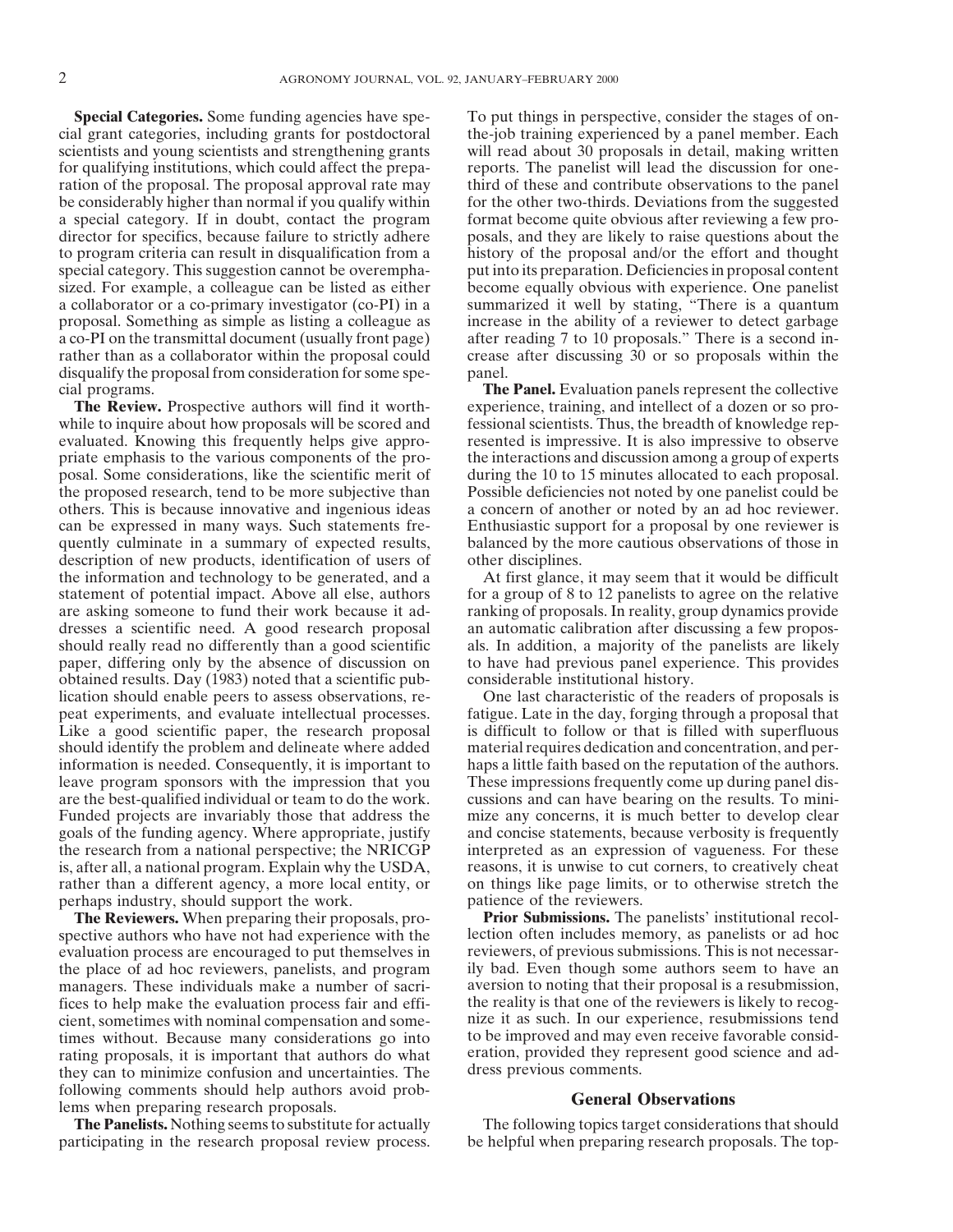**Special Categories.** Some funding agencies have special grant categories, including grants for postdoctoral scientists and young scientists and strengthening grants for qualifying institutions, which could affect the preparation of the proposal. The proposal approval rate may be considerably higher than normal if you qualify within a special category. If in doubt, contact the program director for specifics, because failure to strictly adhere to program criteria can result in disqualification from a special category. This suggestion cannot be overemphasized. For example, a colleague can be listed as either a collaborator or a co-primary investigator (co-PI) in a proposal. Something as simple as listing a colleague as a co-PI on the transmittal document (usually front page) rather than as a collaborator within the proposal could disqualify the proposal from consideration for some special programs.

**The Review.** Prospective authors will find it worthwhile to inquire about how proposals will be scored and evaluated. Knowing this frequently helps give appropriate emphasis to the various components of the proposal. Some considerations, like the scientific merit of the proposed research, tend to be more subjective than others. This is because innovative and ingenious ideas can be expressed in many ways. Such statements frequently culminate in a summary of expected results, description of new products, identification of users of the information and technology to be generated, and a statement of potential impact. Above all else, authors are asking someone to fund their work because it addresses a scientific need. A good research proposal should really read no differently than a good scientific paper, differing only by the absence of discussion on obtained results. Day (1983) noted that a scientific publication should enable peers to assess observations, repeat experiments, and evaluate intellectual processes. Like a good scientific paper, the research proposal should identify the problem and delineate where added information is needed. Consequently, it is important to leave program sponsors with the impression that you are the best-qualified individual or team to do the work. Funded projects are invariably those that address the goals of the funding agency. Where appropriate, justify the research from a national perspective; the NRICGP is, after all, a national program. Explain why the USDA, rather than a different agency, a more local entity, or perhaps industry, should support the work.

**The Reviewers.** When preparing their proposals, prospective authors who have not had experience with the evaluation process are encouraged to put themselves in the place of ad hoc reviewers, panelists, and program managers. These individuals make a number of sacrifices to help make the evaluation process fair and efficient, sometimes with nominal compensation and sometimes without. Because many considerations go into rating proposals, it is important that authors do what they can to minimize confusion and uncertainties. The following comments should help authors avoid problems when preparing research proposals.

**The Panelists.** Nothing seems to substitute for actually participating in the research proposal review process. To put things in perspective, consider the stages of on-the-job training experienced by a panel member. Each will read about 30 proposals in detail, making written reports. The panelist will lead the discussion for one-third of these and contribute observations to the panel for the other two-thirds. Deviations from the suggested format become quite obvious after reviewing a few proposals, and they are likely to raise questions about the history of the proposal and/or the effort and thought put into its preparation. Deficiencies in proposal content become equally obvious with experience. One panelist summarized it well by stating, "There is a quantum increase in the ability of a reviewer to detect garbage after reading 7 to 10 proposals." There is a second increase after discussing 30 or so proposals within the panel.

**The Panel.** Evaluation panels represent the collective experience, training, and intellect of a dozen or so professional scientists. Thus, the breadth of knowledge represented is impressive. It is also impressive to observe the interactions and discussion among a group of experts during the 10 to 15 minutes allocated to each proposal. Possible deficiencies not noted by one panelist could be a concern of another or noted by an ad hoc reviewer. Enthusiastic support for a proposal by one reviewer is balanced by the more cautious observations of those in other disciplines.

At first glance, it may seem that it would be difficult for a group of 8 to 12 panelists to agree on the relative ranking of proposals. In reality, group dynamics provide an automatic calibration after discussing a few proposals. In addition, a majority of the panelists are likely to have had previous panel experience. This provides considerable institutional history.

One last characteristic of the readers of proposals is fatigue. Late in the day, forging through a proposal that is difficult to follow or that is filled with superfluous material requires dedication and concentration, and perhaps a little faith based on the reputation of the authors. These impressions frequently come up during panel discussions and can have bearing on the results. To minimize any concerns, it is much better to develop clear and concise statements, because verbosity is frequently interpreted as an expression of vagueness. For these reasons, it is unwise to cut corners, to creatively cheat on things like page limits, or to otherwise stretch the patience of the reviewers.

**Prior Submissions.** The panelists' institutional recollection often includes memory, as panelists or ad hoc reviewers, of previous submissions. This is not necessarily bad. Even though some authors seem to have an aversion to noting that their proposal is a resubmission, the reality is that one of the reviewers is likely to recognize it as such. In our experience, resubmissions tend to be improved and may even receive favorable consideration, provided they represent good science and address previous comments.

## General Observations

The following topics target considerations that should be helpful when preparing research proposals. The top-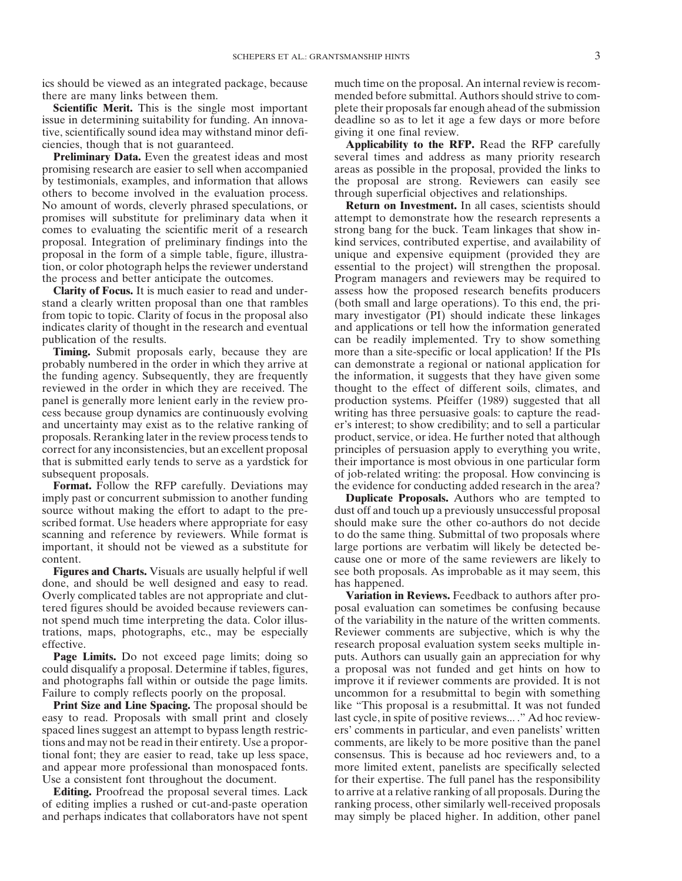ics should be viewed as an integrated package, because there are many links between them.

**Scientific Merit.** This is the single most important issue in determining suitability for funding. An innovative, scientifically sound idea may withstand minor deficiencies, though that is not guaranteed.

**Preliminary Data.** Even the greatest ideas and most promising research are easier to sell when accompanied by testimonials, examples, and information that allows others to become involved in the evaluation process. No amount of words, cleverly phrased speculations, or promises will substitute for preliminary data when it comes to evaluating the scientific merit of a research proposal. Integration of preliminary findings into the proposal in the form of a simple table, figure, illustration, or color photograph helps the reviewer understand the process and better anticipate the outcomes.

**Clarity of Focus.** It is much easier to read and understand a clearly written proposal than one that rambles from topic to topic. Clarity of focus in the proposal also indicates clarity of thought in the research and eventual publication of the results.

**Timing.** Submit proposals early, because they are probably numbered in the order in which they arrive at the funding agency. Subsequently, they are frequently reviewed in the order in which they are received. The panel is generally more lenient early in the review process because group dynamics are continuously evolving and uncertainty may exist as to the relative ranking of proposals. Reranking later in the review process tends to correct for any inconsistencies, but an excellent proposal that is submitted early tends to serve as a yardstick for subsequent proposals.

**Format.** Follow the RFP carefully. Deviations may imply past or concurrent submission to another funding source without making the effort to adapt to the prescribed format. Use headers where appropriate for easy scanning and reference by reviewers. While format is important, it should not be viewed as a substitute for content.

**Figures and Charts.** Visuals are usually helpful if well done, and should be well designed and easy to read. Overly complicated tables are not appropriate and cluttered figures should be avoided because reviewers cannot spend much time interpreting the data. Color illustrations, maps, photographs, etc., may be especially effective.

**Page Limits.** Do not exceed page limits; doing so could disqualify a proposal. Determine if tables, figures, and photographs fall within or outside the page limits. Failure to comply reflects poorly on the proposal.

**Print Size and Line Spacing.** The proposal should be easy to read. Proposals with small print and closely spaced lines suggest an attempt to bypass length restrictions and may not be read in their entirety. Use a proportional font; they are easier to read, take up less space, and appear more professional than monospaced fonts. Use a consistent font throughout the document.

**Editing.** Proofread the proposal several times. Lack of editing implies a rushed or cut-and-paste operation and perhaps indicates that collaborators have not spent much time on the proposal. An internal review is recommended before submittal. Authors should strive to complete their proposals far enough ahead of the submission deadline so as to let it age a few days or more before giving it one final review.

**Applicability to the RFP.** Read the RFP carefully several times and address as many priority research areas as possible in the proposal, provided the links to the proposal are strong. Reviewers can easily see through superficial objectives and relationships.

**Return on Investment.** In all cases, scientists should attempt to demonstrate how the research represents a strong bang for the buck. Team linkages that show in-kind services, contributed expertise, and availability of unique and expensive equipment (provided they are essential to the project) will strengthen the proposal. Program managers and reviewers may be required to assess how the proposed research benefits producers (both small and large operations). To this end, the primary investigator (PI) should indicate these linkages and applications or tell how the information generated can be readily implemented. Try to show something more than a site-specific or local application! If the PIs can demonstrate a regional or national application for the information, it suggests that they have given some thought to the effect of different soils, climates, and production systems. Pfeiffer (1989) suggested that all writing has three persuasive goals: to capture the reader's interest; to show credibility; and to sell a particular product, service, or idea. He further noted that although principles of persuasion apply to everything you write, their importance is most obvious in one particular form of job-related writing: the proposal. How convincing is the evidence for conducting added research in the area?

**Duplicate Proposals.** Authors who are tempted to dust off and touch up a previously unsuccessful proposal should make sure the other co-authors do not decide to do the same thing. Submittal of two proposals where large portions are verbatim will likely be detected because one or more of the same reviewers are likely to see both proposals. As improbable as it may seem, this has happened.

**Variation in Reviews.** Feedback to authors after proposal evaluation can sometimes be confusing because of the variability in the nature of the written comments. Reviewer comments are subjective, which is why the research proposal evaluation system seeks multiple inputs. Authors can usually gain an appreciation for why a proposal was not funded and get hints on how to improve it if reviewer comments are provided. It is not uncommon for a resubmittal to begin with something like "This proposal is a resubmittal. It was not funded last cycle, in spite of positive reviews... ." Ad hoc reviewers' comments in particular, and even panelists' written comments, are likely to be more positive than the panel consensus. This is because ad hoc reviewers and, to a more limited extent, panelists are specifically selected for their expertise. The full panel has the responsibility to arrive at a relative ranking of all proposals. During the ranking process, other similarly well-received proposals may simply be placed higher. In addition, other panel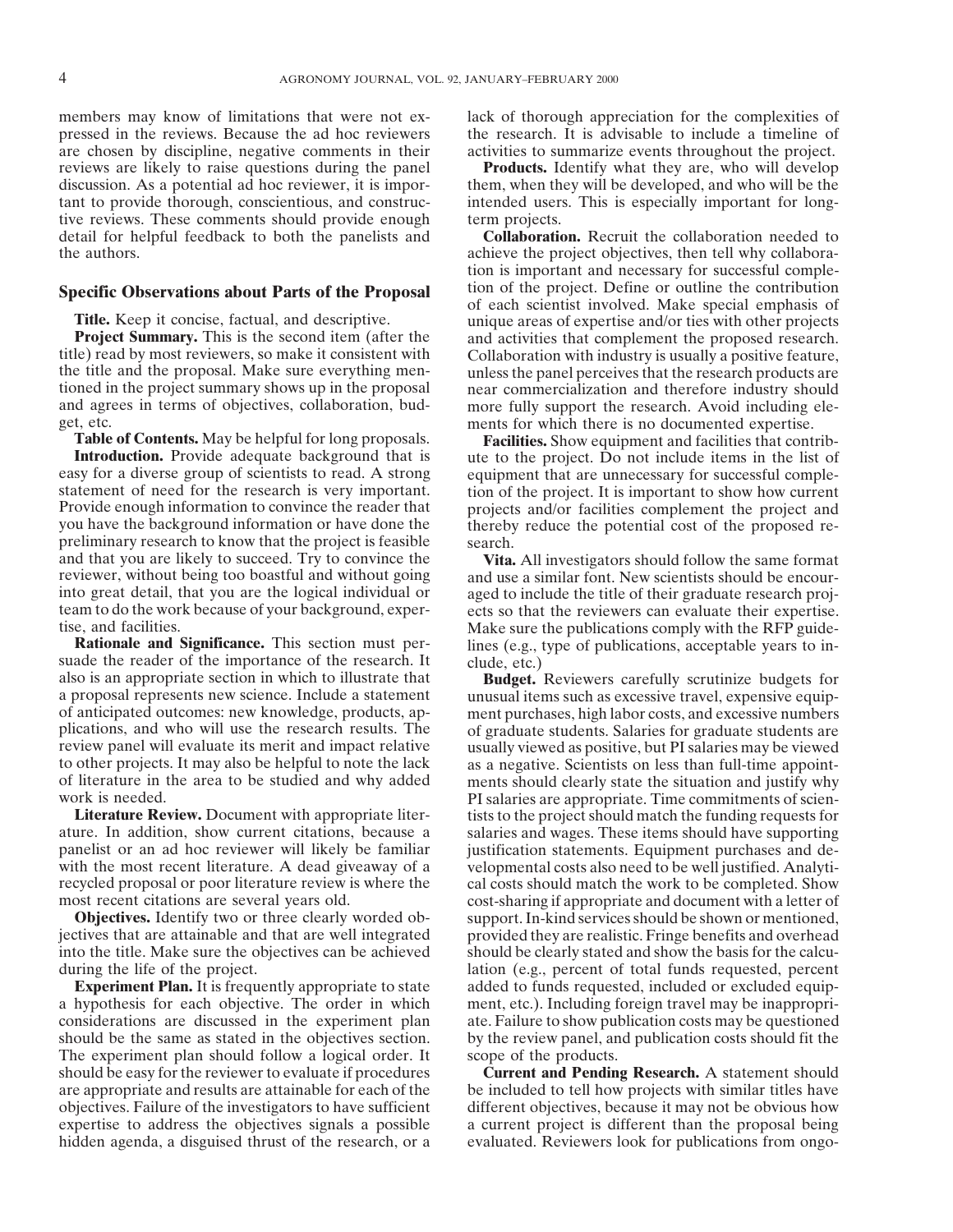members may know of limitations that were not expressed in the reviews. Because the ad hoc reviewers are chosen by discipline, negative comments in their reviews are likely to raise questions during the panel discussion. As a potential ad hoc reviewer, it is important to provide thorough, conscientious, and constructive reviews. These comments should provide enough detail for helpful feedback to both the panelists and the authors.

## Specific Observations about Parts of the Proposal

**Title.** Keep it concise, factual, and descriptive.

**Project Summary.** This is the second item (after the title) read by most reviewers, so make it consistent with the title and the proposal. Make sure everything mentioned in the project summary shows up in the proposal and agrees in terms of objectives, collaboration, budget, etc.

**Table of Contents.** May be helpful for long proposals.

**Introduction.** Provide adequate background that is easy for a diverse group of scientists to read. A strong statement of need for the research is very important. Provide enough information to convince the reader that you have the background information or have done the preliminary research to know that the project is feasible and that you are likely to succeed. Try to convince the reviewer, without being too boastful and without going into great detail, that you are the logical individual or team to do the work because of your background, expertise, and facilities.

**Rationale and Significance.** This section must persuade the reader of the importance of the research. It also is an appropriate section in which to illustrate that a proposal represents new science. Include a statement of anticipated outcomes: new knowledge, products, applications, and who will use the research results. The review panel will evaluate its merit and impact relative to other projects. It may also be helpful to note the lack of literature in the area to be studied and why added work is needed.

**Literature Review.** Document with appropriate literature. In addition, show current citations, because a panelist or an ad hoc reviewer will likely be familiar with the most recent literature. A dead giveaway of a recycled proposal or poor literature review is where the most recent citations are several years old.

**Objectives.** Identify two or three clearly worded objectives that are attainable and that are well integrated into the title. Make sure the objectives can be achieved during the life of the project.

**Experiment Plan.** It is frequently appropriate to state a hypothesis for each objective. The order in which considerations are discussed in the experiment plan should be the same as stated in the objectives section. The experiment plan should follow a logical order. It should be easy for the reviewer to evaluate if procedures are appropriate and results are attainable for each of the objectives. Failure of the investigators to have sufficient expertise to address the objectives signals a possible hidden agenda, a disguised thrust of the research, or a lack of thorough appreciation for the complexities of the research. It is advisable to include a timeline of activities to summarize events throughout the project.

**Products.** Identify what they are, who will develop them, when they will be developed, and who will be the intended users. This is especially important for long-term projects.

**Collaboration.** Recruit the collaboration needed to achieve the project objectives, then tell why collaboration is important and necessary for successful completion of the project. Define or outline the contribution of each scientist involved. Make special emphasis of unique areas of expertise and/or ties with other projects and activities that complement the proposed research. Collaboration with industry is usually a positive feature, unless the panel perceives that the research products are near commercialization and therefore industry should more fully support the research. Avoid including elements for which there is no documented expertise.

**Facilities.** Show equipment and facilities that contribute to the project. Do not include items in the list of equipment that are unnecessary for successful completion of the project. It is important to show how current projects and/or facilities complement the project and thereby reduce the potential cost of the proposed research.

**Vita.** All investigators should follow the same format and use a similar font. New scientists should be encouraged to include the title of their graduate research projects so that the reviewers can evaluate their expertise. Make sure the publications comply with the RFP guidelines (e.g., type of publications, acceptable years to include, etc.)

**Budget.** Reviewers carefully scrutinize budgets for unusual items such as excessive travel, expensive equipment purchases, high labor costs, and excessive numbers of graduate students. Salaries for graduate students are usually viewed as positive, but PI salaries may be viewed as a negative. Scientists on less than full-time appointments should clearly state the situation and justify why PI salaries are appropriate. Time commitments of scientists to the project should match the funding requests for salaries and wages. These items should have supporting justification statements. Equipment purchases and developmental costs also need to be well justified. Analytical costs should match the work to be completed. Show cost-sharing if appropriate and document with a letter of support. In-kind services should be shown or mentioned, provided they are realistic. Fringe benefits and overhead should be clearly stated and show the basis for the calculation (e.g., percent of total funds requested, percent added to funds requested, included or excluded equipment, etc.). Including foreign travel may be inappropriate. Failure to show publication costs may be questioned by the review panel, and publication costs should fit the scope of the products.

**Current and Pending Research.** A statement should be included to tell how projects with similar titles have different objectives, because it may not be obvious how a current project is different than the proposal being evaluated. Reviewers look for publications from ongo-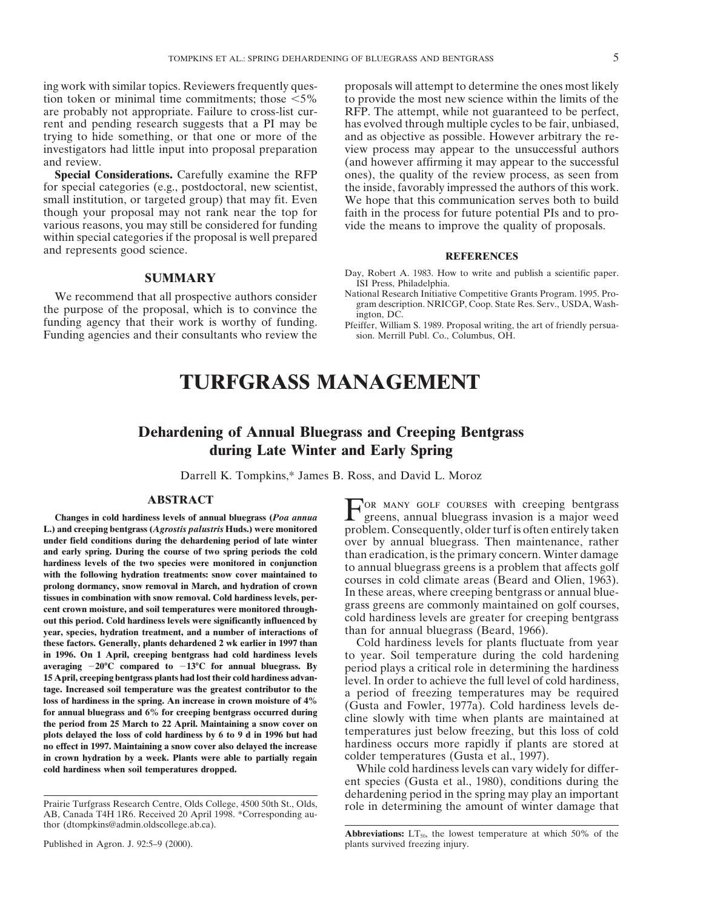ing work with similar topics. Reviewers frequently question token or minimal time commitments; those <5% are probably not appropriate. Failure to cross-list current and pending research suggests that a PI may be trying to hide something, or that one or more of the investigators had little input into proposal preparation and review.

**Special Considerations.** Carefully examine the RFP for special categories (e.g., postdoctoral, new scientist, small institution, or targeted group) that may fit. Even though your proposal may not rank near the top for various reasons, you may still be considered for funding within special categories if the proposal is well prepared and represents good science.

## SUMMARY

We recommend that all prospective authors consider the purpose of the proposal, which is to convince the funding agency that their work is worthy of funding. Funding agencies and their consultants who review the proposals will attempt to determine the ones most likely to provide the most new science within the limits of the RFP. The attempt, while not guaranteed to be perfect, has evolved through multiple cycles to be fair, unbiased, and as objective as possible. However arbitrary the review process may appear to the unsuccessful authors (and however affirming it may appear to the successful ones), the quality of the review process, as seen from the inside, favorably impressed the authors of this work. We hope that this communication serves both to build faith in the process for future potential PIs and to provide the means to improve the quality of proposals.

## REFERENCES

Day, Robert A. 1983. How to write and publish a scientific paper. ISI Press, Philadelphia.

National Research Initiative Competitive Grants Program. 1995. Program description. NRICGP, Coop. State Res. Serv., USDA, Washington, DC.

Pfeiffer, William S. 1989. Proposal writing, the art of friendly persuasion. Merrill Publ. Co., Columbus, OH.

# TURFGRASS MANAGEMENT

## Dehardening of Annual Bluegrass and Creeping Bentgrass during Late Winter and Early Spring

Darrell K. Tompkins,* James B. Ross, and David L. Moroz

### ABSTRACT

**Changes in cold hardiness levels of annual bluegrass (*Poa annua* L.) and creeping bentgrass (*Agrostis palustris* Huds.) were monitored under field conditions during the dehardening period of late winter and early spring. During the course of two spring periods the cold hardiness levels of the two species were monitored in conjunction with the following hydration treatments: snow cover maintained to prolong dormancy, snow removal in March, and hydration of crown tissues in combination with snow removal. Cold hardiness levels, percent crown moisture, and soil temperatures were monitored throughout this period. Cold hardiness levels were significantly influenced by year, species, hydration treatment, and a number of interactions of these factors. Generally, plants dehardened 2 wk earlier in 1997 than in 1996. On 1 April, creeping bentgrass had cold hardiness levels averaging −20°C compared to −13°C for annual bluegrass. By 15 April, creeping bentgrass plants had lost their cold hardiness advantage. Increased soil temperature was the greatest contributor to the loss of hardiness in the spring. An increase in crown moisture of 4% for annual bluegrass and 6% for creeping bentgrass occurred during the period from 25 March to 22 April. Maintaining a snow cover on plots delayed the loss of cold hardiness by 6 to 9 d in 1996 but had no effect in 1997. Maintaining a snow cover also delayed the increase in crown hydration by a week. Plants were able to partially regain cold hardiness when soil temperatures dropped.**

Prairie Turfgrass Research Centre, Olds College, 4500 50th St., Olds, AB, Canada T4H 1R6. Received 20 April 1998. *Corresponding author (dtompkins@admin.oldscollege.ab.ca).

Published in Agron. J. 92:5–9 (2000).

For many golf courses with creeping bentgrass greens, annual bluegrass invasion is a major weed problem. Consequently, older turf is often entirely taken over by annual bluegrass. Then maintenance, rather than eradication, is the primary concern. Winter damage to annual bluegrass greens is a problem that affects golf courses in cold climate areas (Beard and Olien, 1963). In these areas, where creeping bentgrass or annual bluegrass greens are commonly maintained on golf courses, cold hardiness levels are greater for creeping bentgrass than for annual bluegrass (Beard, 1966).

Cold hardiness levels for plants fluctuate from year to year. Soil temperature during the cold hardening period plays a critical role in determining the hardiness level. In order to achieve the full level of cold hardiness, a period of freezing temperatures may be required (Gusta and Fowler, 1977a). Cold hardiness levels decline slowly with time when plants are maintained at temperatures just below freezing, but this loss of cold hardiness occurs more rapidly if plants are stored at colder temperatures (Gusta et al., 1997).

While cold hardiness levels can vary widely for different species (Gusta et al., 1980), conditions during the dehardening period in the spring may play an important role in determining the amount of winter damage that

**Abbreviations:** $LT_{50}$, the lowest temperature at which 50% of the plants survived freezing injury.